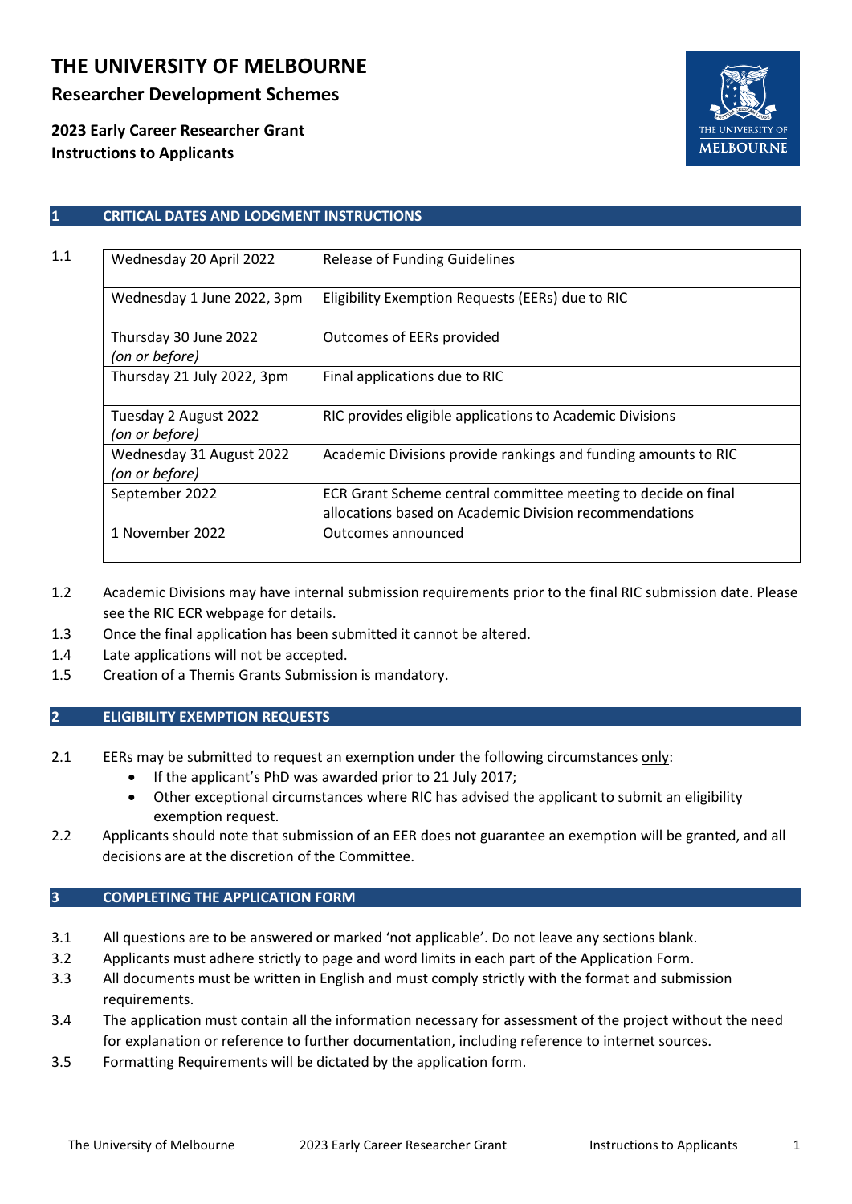# THE UNIVERSITY OF MELBOURNE

## Researcher Development Schemes

**2023 Early Career Researcher Grant**
**Instructions to Applicants**

## 1 CRITICAL DATES AND LODGMENT INSTRUCTIONS

1.1

| | |
|---|---|
| Wednesday 20 April 2022 | Release of Funding Guidelines |
| Wednesday 1 June 2022, 3pm | Eligibility Exemption Requests (EERs) due to RIC |
| Thursday 30 June 2022 *(on or before)* | Outcomes of EERs provided |
| Thursday 21 July 2022, 3pm | Final applications due to RIC |
| Tuesday 2 August 2022 *(on or before)* | RIC provides eligible applications to Academic Divisions |
| Wednesday 31 August 2022 *(on or before)* | Academic Divisions provide rankings and funding amounts to RIC |
| September 2022 | ECR Grant Scheme central committee meeting to decide on final allocations based on Academic Division recommendations |
| 1 November 2022 | Outcomes announced |

1.2 Academic Divisions may have internal submission requirements prior to the final RIC submission date. Please see the RIC ECR webpage for details.

1.3 Once the final application has been submitted it cannot be altered.

1.4 Late applications will not be accepted.

1.5 Creation of a Themis Grants Submission is mandatory.

## 2 ELIGIBILITY EXEMPTION REQUESTS

2.1 EERs may be submitted to request an exemption under the following circumstances only:

- If the applicant's PhD was awarded prior to 21 July 2017;
- Other exceptional circumstances where RIC has advised the applicant to submit an eligibility exemption request.

2.2 Applicants should note that submission of an EER does not guarantee an exemption will be granted, and all decisions are at the discretion of the Committee.

## 3 COMPLETING THE APPLICATION FORM

3.1 All questions are to be answered or marked 'not applicable'. Do not leave any sections blank.

3.2 Applicants must adhere strictly to page and word limits in each part of the Application Form.

3.3 All documents must be written in English and must comply strictly with the format and submission requirements.

3.4 The application must contain all the information necessary for assessment of the project without the need for explanation or reference to further documentation, including reference to internet sources.

3.5 Formatting Requirements will be dictated by the application form.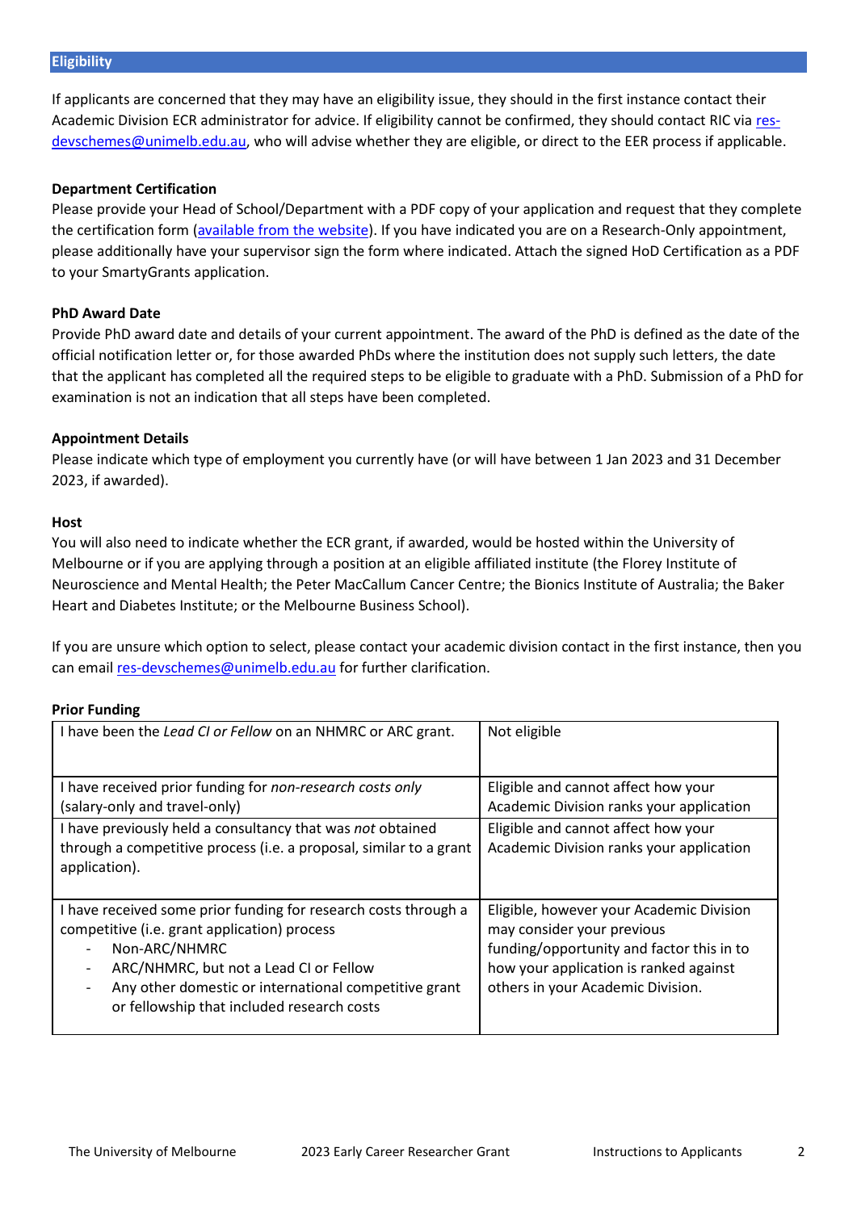## Eligibility

If applicants are concerned that they may have an eligibility issue, they should in the first instance contact their Academic Division ECR administrator for advice. If eligibility cannot be confirmed, they should contact RIC via [res-devschemes@unimelb.edu.au](mailto:res-devschemes@unimelb.edu.au), who will advise whether they are eligible, or direct to the EER process if applicable.

**Department Certification**

Please provide your Head of School/Department with a PDF copy of your application and request that they complete the certification form (available from the website). If you have indicated you are on a Research-Only appointment, please additionally have your supervisor sign the form where indicated. Attach the signed HoD Certification as a PDF to your SmartyGrants application.

**PhD Award Date**

Provide PhD award date and details of your current appointment. The award of the PhD is defined as the date of the official notification letter or, for those awarded PhDs where the institution does not supply such letters, the date that the applicant has completed all the required steps to be eligible to graduate with a PhD. Submission of a PhD for examination is not an indication that all steps have been completed.

**Appointment Details**

Please indicate which type of employment you currently have (or will have between 1 Jan 2023 and 31 December 2023, if awarded).

**Host**

You will also need to indicate whether the ECR grant, if awarded, would be hosted within the University of Melbourne or if you are applying through a position at an eligible affiliated institute (the Florey Institute of Neuroscience and Mental Health; the Peter MacCallum Cancer Centre; the Bionics Institute of Australia; the Baker Heart and Diabetes Institute; or the Melbourne Business School).

If you are unsure which option to select, please contact your academic division contact in the first instance, then you can email [res-devschemes@unimelb.edu.au](mailto:res-devschemes@unimelb.edu.au) for further clarification.

**Prior Funding**

| | |
|---|---|
| I have been the *Lead CI or Fellow* on an NHMRC or ARC grant. | Not eligible |
| I have received prior funding for *non-research costs only* (salary-only and travel-only) | Eligible and cannot affect how your Academic Division ranks your application |
| I have previously held a consultancy that was *not* obtained through a competitive process (i.e. a proposal, similar to a grant application). | Eligible and cannot affect how your Academic Division ranks your application |
| I have received some prior funding for research costs through a competitive (i.e. grant application) process<br>- Non-ARC/NHMRC<br>- ARC/NHMRC, but not a Lead CI or Fellow<br>- Any other domestic or international competitive grant or fellowship that included research costs | Eligible, however your Academic Division may consider your previous funding/opportunity and factor this in to how your application is ranked against others in your Academic Division. |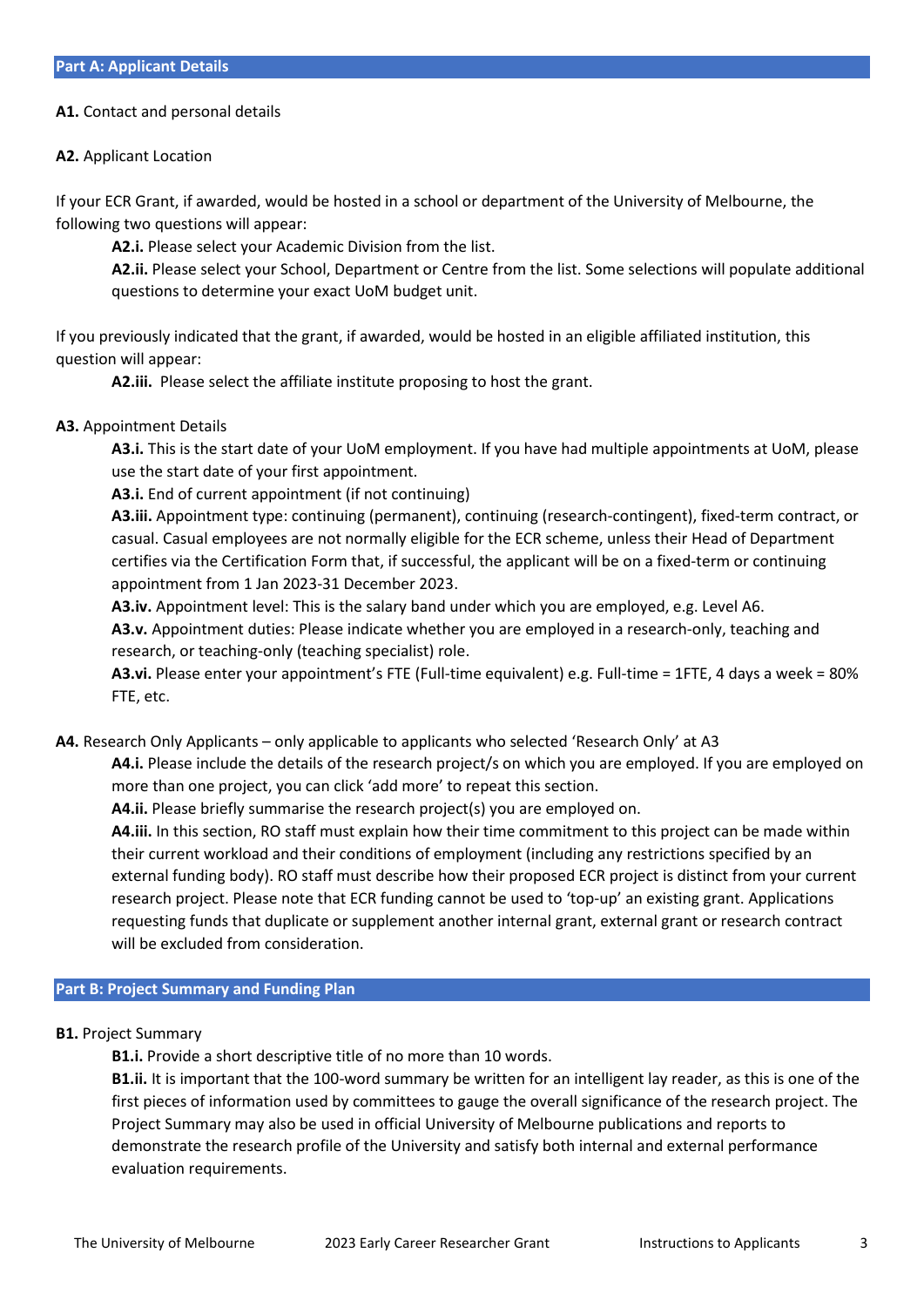## Part A: Applicant Details

**A1.** Contact and personal details

**A2.** Applicant Location

If your ECR Grant, if awarded, would be hosted in a school or department of the University of Melbourne, the following two questions will appear:

> **A2.i.** Please select your Academic Division from the list.
>
> **A2.ii.** Please select your School, Department or Centre from the list. Some selections will populate additional questions to determine your exact UoM budget unit.

If you previously indicated that the grant, if awarded, would be hosted in an eligible affiliated institution, this question will appear:

> **A2.iii.** Please select the affiliate institute proposing to host the grant.

**A3.** Appointment Details

> **A3.i.** This is the start date of your UoM employment. If you have had multiple appointments at UoM, please use the start date of your first appointment.
>
> **A3.i.** End of current appointment (if not continuing)
>
> **A3.iii.** Appointment type: continuing (permanent), continuing (research-contingent), fixed-term contract, or casual. Casual employees are not normally eligible for the ECR scheme, unless their Head of Department certifies via the Certification Form that, if successful, the applicant will be on a fixed-term or continuing appointment from 1 Jan 2023-31 December 2023.
>
> **A3.iv.** Appointment level: This is the salary band under which you are employed, e.g. Level A6.
>
> **A3.v.** Appointment duties: Please indicate whether you are employed in a research-only, teaching and research, or teaching-only (teaching specialist) role.
>
> **A3.vi.** Please enter your appointment's FTE (Full-time equivalent) e.g. Full-time = 1FTE, 4 days a week = 80% FTE, etc.

**A4.** Research Only Applicants – only applicable to applicants who selected 'Research Only' at A3

> **A4.i.** Please include the details of the research project/s on which you are employed. If you are employed on more than one project, you can click 'add more' to repeat this section.
>
> **A4.ii.** Please briefly summarise the research project(s) you are employed on.
>
> **A4.iii.** In this section, RO staff must explain how their time commitment to this project can be made within their current workload and their conditions of employment (including any restrictions specified by an external funding body). RO staff must describe how their proposed ECR project is distinct from your current research project. Please note that ECR funding cannot be used to 'top-up' an existing grant. Applications requesting funds that duplicate or supplement another internal grant, external grant or research contract will be excluded from consideration.

## Part B: Project Summary and Funding Plan

**B1.** Project Summary

> **B1.i.** Provide a short descriptive title of no more than 10 words.
>
> **B1.ii.** It is important that the 100-word summary be written for an intelligent lay reader, as this is one of the first pieces of information used by committees to gauge the overall significance of the research project. The Project Summary may also be used in official University of Melbourne publications and reports to demonstrate the research profile of the University and satisfy both internal and external performance evaluation requirements.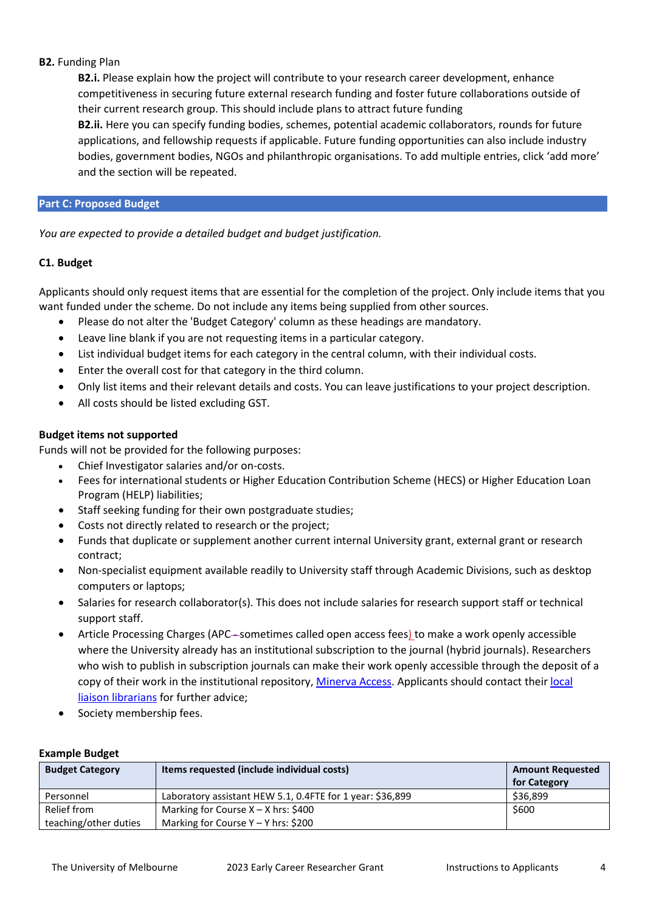**B2.** Funding Plan

**B2.i.** Please explain how the project will contribute to your research career development, enhance competitiveness in securing future external research funding and foster future collaborations outside of their current research group. This should include plans to attract future funding

**B2.ii.** Here you can specify funding bodies, schemes, potential academic collaborators, rounds for future applications, and fellowship requests if applicable. Future funding opportunities can also include industry bodies, government bodies, NGOs and philanthropic organisations. To add multiple entries, click 'add more' and the section will be repeated.

## Part C: Proposed Budget

*You are expected to provide a detailed budget and budget justification.*

### C1. Budget

Applicants should only request items that are essential for the completion of the project. Only include items that you want funded under the scheme. Do not include any items being supplied from other sources.

- Please do not alter the 'Budget Category' column as these headings are mandatory.
- Leave line blank if you are not requesting items in a particular category.
- List individual budget items for each category in the central column, with their individual costs.
- Enter the overall cost for that category in the third column.
- Only list items and their relevant details and costs. You can leave justifications to your project description.
- All costs should be listed excluding GST.

**Budget items not supported**

Funds will not be provided for the following purposes:

- Chief Investigator salaries and/or on-costs.
- Fees for international students or Higher Education Contribution Scheme (HECS) or Higher Education Loan Program (HELP) liabilities;
- Staff seeking funding for their own postgraduate studies;
- Costs not directly related to research or the project;
- Funds that duplicate or supplement another current internal University grant, external grant or research contract;
- Non-specialist equipment available readily to University staff through Academic Divisions, such as desktop computers or laptops;
- Salaries for research collaborator(s). This does not include salaries for research support staff or technical support staff.
- Article Processing Charges (APC sometimes called open access fees) to make a work openly accessible where the University already has an institutional subscription to the journal (hybrid journals). Researchers who wish to publish in subscription journals can make their work openly accessible through the deposit of a copy of their work in the institutional repository, Minerva Access. Applicants should contact their local liaison librarians for further advice;
- Society membership fees.

**Example Budget**

| Budget Category | Items requested (include individual costs) | Amount Requested for Category |
|---|---|---|
| Personnel | Laboratory assistant HEW 5.1, 0.4FTE for 1 year: $36,899 | $36,899 |
| Relief from teaching/other duties | Marking for Course X – X hrs: $400<br>Marking for Course Y – Y hrs: $200 | $600 |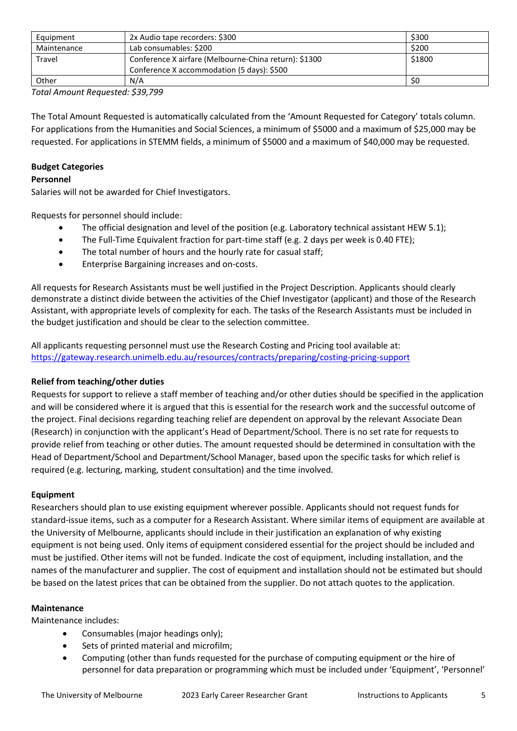| Equipment | 2x Audio tape recorders: $300 | $300 |
|---|---|---|
| Maintenance | Lab consumables: $200 | $200 |
| Travel | Conference X airfare (Melbourne-China return): $1300<br>Conference X accommodation (5 days): $500 | $1800 |
| Other | N/A | $0 |

*Total Amount Requested: $39,799*

The Total Amount Requested is automatically calculated from the 'Amount Requested for Category' totals column. For applications from the Humanities and Social Sciences, a minimum of $5000 and a maximum of $25,000 may be requested. For applications in STEMM fields, a minimum of $5000 and a maximum of $40,000 may be requested.

**Budget Categories**

**Personnel**

Salaries will not be awarded for Chief Investigators.

Requests for personnel should include:

- The official designation and level of the position (e.g. Laboratory technical assistant HEW 5.1);
- The Full-Time Equivalent fraction for part-time staff (e.g. 2 days per week is 0.40 FTE);
- The total number of hours and the hourly rate for casual staff;
- Enterprise Bargaining increases and on-costs.

All requests for Research Assistants must be well justified in the Project Description. Applicants should clearly demonstrate a distinct divide between the activities of the Chief Investigator (applicant) and those of the Research Assistant, with appropriate levels of complexity for each. The tasks of the Research Assistants must be included in the budget justification and should be clear to the selection committee.

All applicants requesting personnel must use the Research Costing and Pricing tool available at: https://gateway.research.unimelb.edu.au/resources/contracts/preparing/costing-pricing-support

**Relief from teaching/other duties**

Requests for support to relieve a staff member of teaching and/or other duties should be specified in the application and will be considered where it is argued that this is essential for the research work and the successful outcome of the project. Final decisions regarding teaching relief are dependent on approval by the relevant Associate Dean (Research) in conjunction with the applicant's Head of Department/School. There is no set rate for requests to provide relief from teaching or other duties. The amount requested should be determined in consultation with the Head of Department/School and Department/School Manager, based upon the specific tasks for which relief is required (e.g. lecturing, marking, student consultation) and the time involved.

**Equipment**

Researchers should plan to use existing equipment wherever possible. Applicants should not request funds for standard-issue items, such as a computer for a Research Assistant. Where similar items of equipment are available at the University of Melbourne, applicants should include in their justification an explanation of why existing equipment is not being used. Only items of equipment considered essential for the project should be included and must be justified. Other items will not be funded. Indicate the cost of equipment, including installation, and the names of the manufacturer and supplier. The cost of equipment and installation should not be estimated but should be based on the latest prices that can be obtained from the supplier. Do not attach quotes to the application.

**Maintenance**

Maintenance includes:

- Consumables (major headings only);
- Sets of printed material and microfilm;
- Computing (other than funds requested for the purchase of computing equipment or the hire of personnel for data preparation or programming which must be included under 'Equipment', 'Personnel'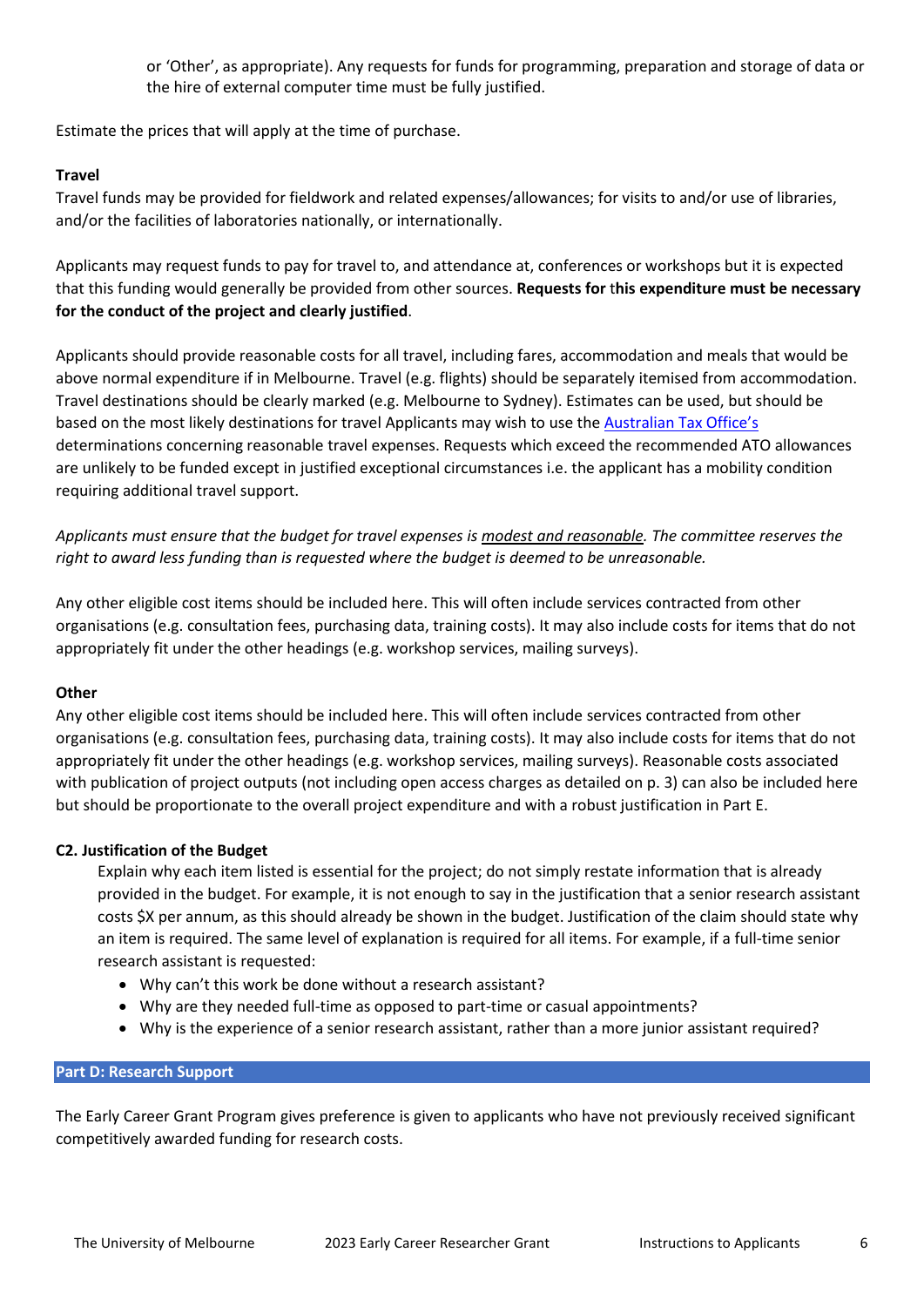or 'Other', as appropriate). Any requests for funds for programming, preparation and storage of data or the hire of external computer time must be fully justified.

Estimate the prices that will apply at the time of purchase.

**Travel**

Travel funds may be provided for fieldwork and related expenses/allowances; for visits to and/or use of libraries, and/or the facilities of laboratories nationally, or internationally.

Applicants may request funds to pay for travel to, and attendance at, conferences or workshops but it is expected that this funding would generally be provided from other sources. **Requests for this expenditure must be necessary for the conduct of the project and clearly justified**.

Applicants should provide reasonable costs for all travel, including fares, accommodation and meals that would be above normal expenditure if in Melbourne. Travel (e.g. flights) should be separately itemised from accommodation. Travel destinations should be clearly marked (e.g. Melbourne to Sydney). Estimates can be used, but should be based on the most likely destinations for travel Applicants may wish to use the [Australian Tax Office's]() determinations concerning reasonable travel expenses. Requests which exceed the recommended ATO allowances are unlikely to be funded except in justified exceptional circumstances i.e. the applicant has a mobility condition requiring additional travel support.

*Applicants must ensure that the budget for travel expenses is modest and reasonable. The committee reserves the right to award less funding than is requested where the budget is deemed to be unreasonable.*

Any other eligible cost items should be included here. This will often include services contracted from other organisations (e.g. consultation fees, purchasing data, training costs). It may also include costs for items that do not appropriately fit under the other headings (e.g. workshop services, mailing surveys).

**Other**

Any other eligible cost items should be included here. This will often include services contracted from other organisations (e.g. consultation fees, purchasing data, training costs). It may also include costs for items that do not appropriately fit under the other headings (e.g. workshop services, mailing surveys). Reasonable costs associated with publication of project outputs (not including open access charges as detailed on p. 3) can also be included here but should be proportionate to the overall project expenditure and with a robust justification in Part E.

**C2. Justification of the Budget**

Explain why each item listed is essential for the project; do not simply restate information that is already provided in the budget. For example, it is not enough to say in the justification that a senior research assistant costs $X per annum, as this should already be shown in the budget. Justification of the claim should state why an item is required. The same level of explanation is required for all items. For example, if a full-time senior research assistant is requested:

- Why can't this work be done without a research assistant?
- Why are they needed full-time as opposed to part-time or casual appointments?
- Why is the experience of a senior research assistant, rather than a more junior assistant required?

## Part D: Research Support

The Early Career Grant Program gives preference is given to applicants who have not previously received significant competitively awarded funding for research costs.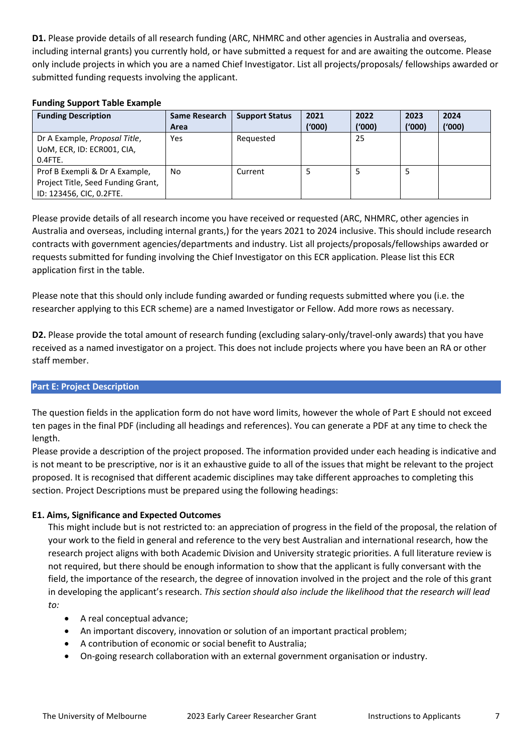**D1.** Please provide details of all research funding (ARC, NHMRC and other agencies in Australia and overseas, including internal grants) you currently hold, or have submitted a request for and are awaiting the outcome. Please only include projects in which you are a named Chief Investigator. List all projects/proposals/ fellowships awarded or submitted funding requests involving the applicant.

**Funding Support Table Example**

| Funding Description | Same Research Area | Support Status | 2021 ('000) | 2022 ('000) | 2023 ('000) | 2024 ('000) |
|---|---|---|---|---|---|---|
| Dr A Example, *Proposal Title*, UoM, ECR, ID: ECR001, CIA, 0.4FTE. | Yes | Requested | | 25 | | |
| Prof B Exempli & Dr A Example, Project Title, Seed Funding Grant, ID: 123456, CIC, 0.2FTE. | No | Current | 5 | 5 | 5 | |

Please provide details of all research income you have received or requested (ARC, NHMRC, other agencies in Australia and overseas, including internal grants,) for the years 2021 to 2024 inclusive. This should include research contracts with government agencies/departments and industry. List all projects/proposals/fellowships awarded or requests submitted for funding involving the Chief Investigator on this ECR application. Please list this ECR application first in the table.

Please note that this should only include funding awarded or funding requests submitted where you (i.e. the researcher applying to this ECR scheme) are a named Investigator or Fellow. Add more rows as necessary.

**D2.** Please provide the total amount of research funding (excluding salary-only/travel-only awards) that you have received as a named investigator on a project. This does not include projects where you have been an RA or other staff member.

## Part E: Project Description

The question fields in the application form do not have word limits, however the whole of Part E should not exceed ten pages in the final PDF (including all headings and references). You can generate a PDF at any time to check the length.

Please provide a description of the project proposed. The information provided under each heading is indicative and is not meant to be prescriptive, nor is it an exhaustive guide to all of the issues that might be relevant to the project proposed. It is recognised that different academic disciplines may take different approaches to completing this section. Project Descriptions must be prepared using the following headings:

### E1. Aims, Significance and Expected Outcomes

This might include but is not restricted to: an appreciation of progress in the field of the proposal, the relation of your work to the field in general and reference to the very best Australian and international research, how the research project aligns with both Academic Division and University strategic priorities. A full literature review is not required, but there should be enough information to show that the applicant is fully conversant with the field, the importance of the research, the degree of innovation involved in the project and the role of this grant in developing the applicant's research. *This section should also include the likelihood that the research will lead to:*

- A real conceptual advance;
- An important discovery, innovation or solution of an important practical problem;
- A contribution of economic or social benefit to Australia;
- On-going research collaboration with an external government organisation or industry.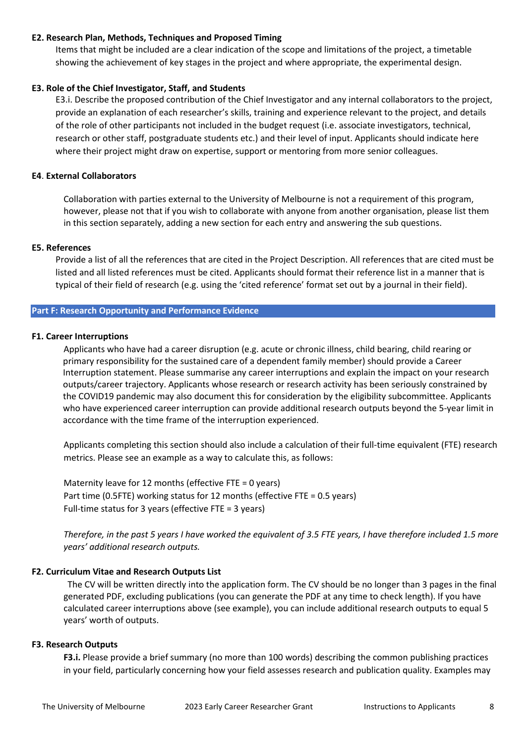**E2. Research Plan, Methods, Techniques and Proposed Timing**

Items that might be included are a clear indication of the scope and limitations of the project, a timetable showing the achievement of key stages in the project and where appropriate, the experimental design.

**E3. Role of the Chief Investigator, Staff, and Students**

E3.i. Describe the proposed contribution of the Chief Investigator and any internal collaborators to the project, provide an explanation of each researcher's skills, training and experience relevant to the project, and details of the role of other participants not included in the budget request (i.e. associate investigators, technical, research or other staff, postgraduate students etc.) and their level of input. Applicants should indicate here where their project might draw on expertise, support or mentoring from more senior colleagues.

**E4. External Collaborators**

Collaboration with parties external to the University of Melbourne is not a requirement of this program, however, please not that if you wish to collaborate with anyone from another organisation, please list them in this section separately, adding a new section for each entry and answering the sub questions.

**E5. References**

Provide a list of all the references that are cited in the Project Description. All references that are cited must be listed and all listed references must be cited. Applicants should format their reference list in a manner that is typical of their field of research (e.g. using the 'cited reference' format set out by a journal in their field).

## Part F: Research Opportunity and Performance Evidence

**F1. Career Interruptions**

Applicants who have had a career disruption (e.g. acute or chronic illness, child bearing, child rearing or primary responsibility for the sustained care of a dependent family member) should provide a Career Interruption statement. Please summarise any career interruptions and explain the impact on your research outputs/career trajectory. Applicants whose research or research activity has been seriously constrained by the COVID19 pandemic may also document this for consideration by the eligibility subcommittee. Applicants who have experienced career interruption can provide additional research outputs beyond the 5-year limit in accordance with the time frame of the interruption experienced.

Applicants completing this section should also include a calculation of their full-time equivalent (FTE) research metrics. Please see an example as a way to calculate this, as follows:

Maternity leave for 12 months (effective FTE = 0 years)
Part time (0.5FTE) working status for 12 months (effective FTE = 0.5 years)
Full-time status for 3 years (effective FTE = 3 years)

*Therefore, in the past 5 years I have worked the equivalent of 3.5 FTE years, I have therefore included 1.5 more years' additional research outputs.*

**F2. Curriculum Vitae and Research Outputs List**

The CV will be written directly into the application form. The CV should be no longer than 3 pages in the final generated PDF, excluding publications (you can generate the PDF at any time to check length). If you have calculated career interruptions above (see example), you can include additional research outputs to equal 5 years' worth of outputs.

**F3. Research Outputs**

**F3.i.** Please provide a brief summary (no more than 100 words) describing the common publishing practices in your field, particularly concerning how your field assesses research and publication quality. Examples may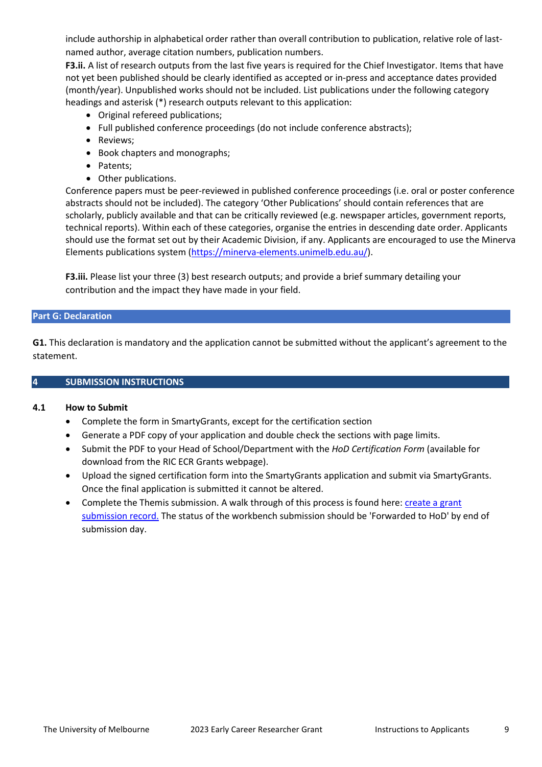include authorship in alphabetical order rather than overall contribution to publication, relative role of last-named author, average citation numbers, publication numbers.

**F3.ii.** A list of research outputs from the last five years is required for the Chief Investigator. Items that have not yet been published should be clearly identified as accepted or in-press and acceptance dates provided (month/year). Unpublished works should not be included. List publications under the following category headings and asterisk (*) research outputs relevant to this application:

- Original refereed publications;
- Full published conference proceedings (do not include conference abstracts);
- Reviews;
- Book chapters and monographs;
- Patents;
- Other publications.

Conference papers must be peer-reviewed in published conference proceedings (i.e. oral or poster conference abstracts should not be included). The category 'Other Publications' should contain references that are scholarly, publicly available and that can be critically reviewed (e.g. newspaper articles, government reports, technical reports). Within each of these categories, organise the entries in descending date order. Applicants should use the format set out by their Academic Division, if any. Applicants are encouraged to use the Minerva Elements publications system (https://minerva-elements.unimelb.edu.au/).

**F3.iii.** Please list your three (3) best research outputs; and provide a brief summary detailing your contribution and the impact they have made in your field.

## Part G: Declaration

**G1.** This declaration is mandatory and the application cannot be submitted without the applicant's agreement to the statement.

## 4 SUBMISSION INSTRUCTIONS

### 4.1 How to Submit

- Complete the form in SmartyGrants, except for the certification section
- Generate a PDF copy of your application and double check the sections with page limits.
- Submit the PDF to your Head of School/Department with the *HoD Certification Form* (available for download from the RIC ECR Grants webpage).
- Upload the signed certification form into the SmartyGrants application and submit via SmartyGrants. Once the final application is submitted it cannot be altered.
- Complete the Themis submission. A walk through of this process is found here: create a grant submission record. The status of the workbench submission should be 'Forwarded to HoD' by end of submission day.